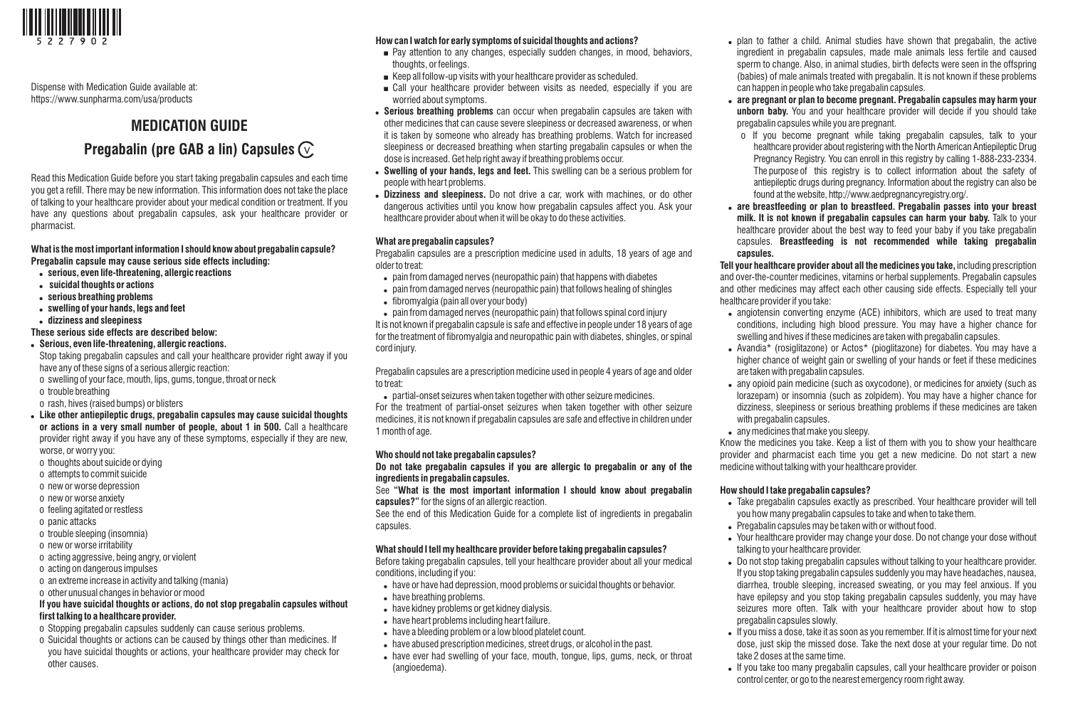5227902

Dispense with Medication Guide available at:
https://www.sunpharma.com/usa/products

# MEDICATION GUIDE

## Pregabalin (pre GAB a lin) Capsules CV

Read this Medication Guide before you start taking pregabalin capsules and each time you get a refill. There may be new information. This information does not take the place of talking to your healthcare provider about your medical condition or treatment. If you have any questions about pregabalin capsules, ask your healthcare provider or pharmacist.

**What is the most important information I should know about pregabalin capsule?**
**Pregabalin capsule may cause serious side effects including:**

- **serious, even life-threatening, allergic reactions**
- **suicidal thoughts or actions**
- **serious breathing problems**
- **swelling of your hands, legs and feet**
- **dizziness and sleepiness**

**These serious side effects are described below:**

- **Serious, even life-threatening, allergic reactions.**
  Stop taking pregabalin capsules and call your healthcare provider right away if you have any of these signs of a serious allergic reaction:
  - o swelling of your face, mouth, lips, gums, tongue, throat or neck
  - o trouble breathing
  - o rash, hives (raised bumps) or blisters
- **Like other antiepileptic drugs, pregabalin capsules may cause suicidal thoughts or actions in a very small number of people, about 1 in 500.** Call a healthcare provider right away if you have any of these symptoms, especially if they are new, worse, or worry you:
  - o thoughts about suicide or dying
  - o attempts to commit suicide
  - o new or worse depression
  - o new or worse anxiety
  - o feeling agitated or restless
  - o panic attacks
  - o trouble sleeping (insomnia)
  - o new or worse irritability
  - o acting aggressive, being angry, or violent
  - o acting on dangerous impulses
  - o an extreme increase in activity and talking (mania)
  - o other unusual changes in behavior or mood

  **If you have suicidal thoughts or actions, do not stop pregabalin capsules without first talking to a healthcare provider.**
  - o Stopping pregabalin capsules suddenly can cause serious problems.
  - o Suicidal thoughts or actions can be caused by things other than medicines. If you have suicidal thoughts or actions, your healthcare provider may check for other causes.

**How can I watch for early symptoms of suicidal thoughts and actions?**

- Pay attention to any changes, especially sudden changes, in mood, behaviors, thoughts, or feelings.
- Keep all follow-up visits with your healthcare provider as scheduled.
- Call your healthcare provider between visits as needed, especially if you are worried about symptoms.

- **Serious breathing problems** can occur when pregabalin capsules are taken with other medicines that can cause severe sleepiness or decreased awareness, or when it is taken by someone who already has breathing problems. Watch for increased sleepiness or decreased breathing when starting pregabalin capsules or when the dose is increased. Get help right away if breathing problems occur.
- **Swelling of your hands, legs and feet.** This swelling can be a serious problem for people with heart problems.
- **Dizziness and sleepiness.** Do not drive a car, work with machines, or do other dangerous activities until you know how pregabalin capsules affect you. Ask your healthcare provider about when it will be okay to do these activities.

**What are pregabalin capsules?**

Pregabalin capsules are a prescription medicine used in adults, 18 years of age and older to treat:

- pain from damaged nerves (neuropathic pain) that happens with diabetes
- pain from damaged nerves (neuropathic pain) that follows healing of shingles
- fibromyalgia (pain all over your body)
- pain from damaged nerves (neuropathic pain) that follows spinal cord injury

It is not known if pregabalin capsule is safe and effective in people under 18 years of age for the treatment of fibromyalgia and neuropathic pain with diabetes, shingles, or spinal cord injury.

Pregabalin capsules are a prescription medicine used in people 4 years of age and older to treat:

- partial-onset seizures when taken together with other seizure medicines.

For the treatment of partial-onset seizures when taken together with other seizure medicines, it is not known if pregabalin capsules are safe and effective in children under 1 month of age.

**Who should not take pregabalin capsules?**

**Do not take pregabalin capsules if you are allergic to pregabalin or any of the ingredients in pregabalin capsules.**

See **"What is the most important information I should know about pregabalin capsules?"** for the signs of an allergic reaction.

See the end of this Medication Guide for a complete list of ingredients in pregabalin capsules.

**What should I tell my healthcare provider before taking pregabalin capsules?**

Before taking pregabalin capsules, tell your healthcare provider about all your medical conditions, including if you:

- have or have had depression, mood problems or suicidal thoughts or behavior.
- have breathing problems.
- have kidney problems or get kidney dialysis.
- have heart problems including heart failure.
- have a bleeding problem or a low blood platelet count.
- have abused prescription medicines, street drugs, or alcohol in the past.
- have ever had swelling of your face, mouth, tongue, lips, gums, neck, or throat (angioedema).
- plan to father a child. Animal studies have shown that pregabalin, the active ingredient in pregabalin capsules, made male animals less fertile and caused sperm to change. Also, in animal studies, birth defects were seen in the offspring (babies) of male animals treated with pregabalin. It is not known if these problems can happen in people who take pregabalin capsules.
- **are pregnant or plan to become pregnant. Pregabalin capsules may harm your unborn baby.** You and your healthcare provider will decide if you should take pregabalin capsules while you are pregnant.
  - o If you become pregnant while taking pregabalin capsules, talk to your healthcare provider about registering with the North American Antiepileptic Drug Pregnancy Registry. You can enroll in this registry by calling 1-888-233-2334. The purpose of this registry is to collect information about the safety of antiepileptic drugs during pregnancy. Information about the registry can also be found at the website, http://www.aedpregnancyregistry.org/.
- **are breastfeeding or plan to breastfeed. Pregabalin passes into your breast milk. It is not known if pregabalin capsules can harm your baby.** Talk to your healthcare provider about the best way to feed your baby if you take pregabalin capsules. **Breastfeeding is not recommended while taking pregabalin capsules.**

**Tell your healthcare provider about all the medicines you take,** including prescription and over-the-counter medicines, vitamins or herbal supplements. Pregabalin capsules and other medicines may affect each other causing side effects. Especially tell your healthcare provider if you take:

- angiotensin converting enzyme (ACE) inhibitors, which are used to treat many conditions, including high blood pressure. You may have a higher chance for swelling and hives if these medicines are taken with pregabalin capsules.
- Avandia* (rosiglitazone) or Actos* (pioglitazone) for diabetes. You may have a higher chance of weight gain or swelling of your hands or feet if these medicines are taken with pregabalin capsules.
- any opioid pain medicine (such as oxycodone), or medicines for anxiety (such as lorazepam) or insomnia (such as zolpidem). You may have a higher chance for dizziness, sleepiness or serious breathing problems if these medicines are taken with pregabalin capsules.
- any medicines that make you sleepy.

Know the medicines you take. Keep a list of them with you to show your healthcare provider and pharmacist each time you get a new medicine. Do not start a new medicine without talking with your healthcare provider.

**How should I take pregabalin capsules?**

- Take pregabalin capsules exactly as prescribed. Your healthcare provider will tell you how many pregabalin capsules to take and when to take them.
- Pregabalin capsules may be taken with or without food.
- Your healthcare provider may change your dose. Do not change your dose without talking to your healthcare provider.
- Do not stop taking pregabalin capsules without talking to your healthcare provider. If you stop taking pregabalin capsules suddenly you may have headaches, nausea, diarrhea, trouble sleeping, increased sweating, or you may feel anxious. If you have epilepsy and you stop taking pregabalin capsules suddenly, you may have seizures more often. Talk with your healthcare provider about how to stop pregabalin capsules slowly.
- If you miss a dose, take it as soon as you remember. If it is almost time for your next dose, just skip the missed dose. Take the next dose at your regular time. Do not take 2 doses at the same time.
- If you take too many pregabalin capsules, call your healthcare provider or poison control center, or go to the nearest emergency room right away.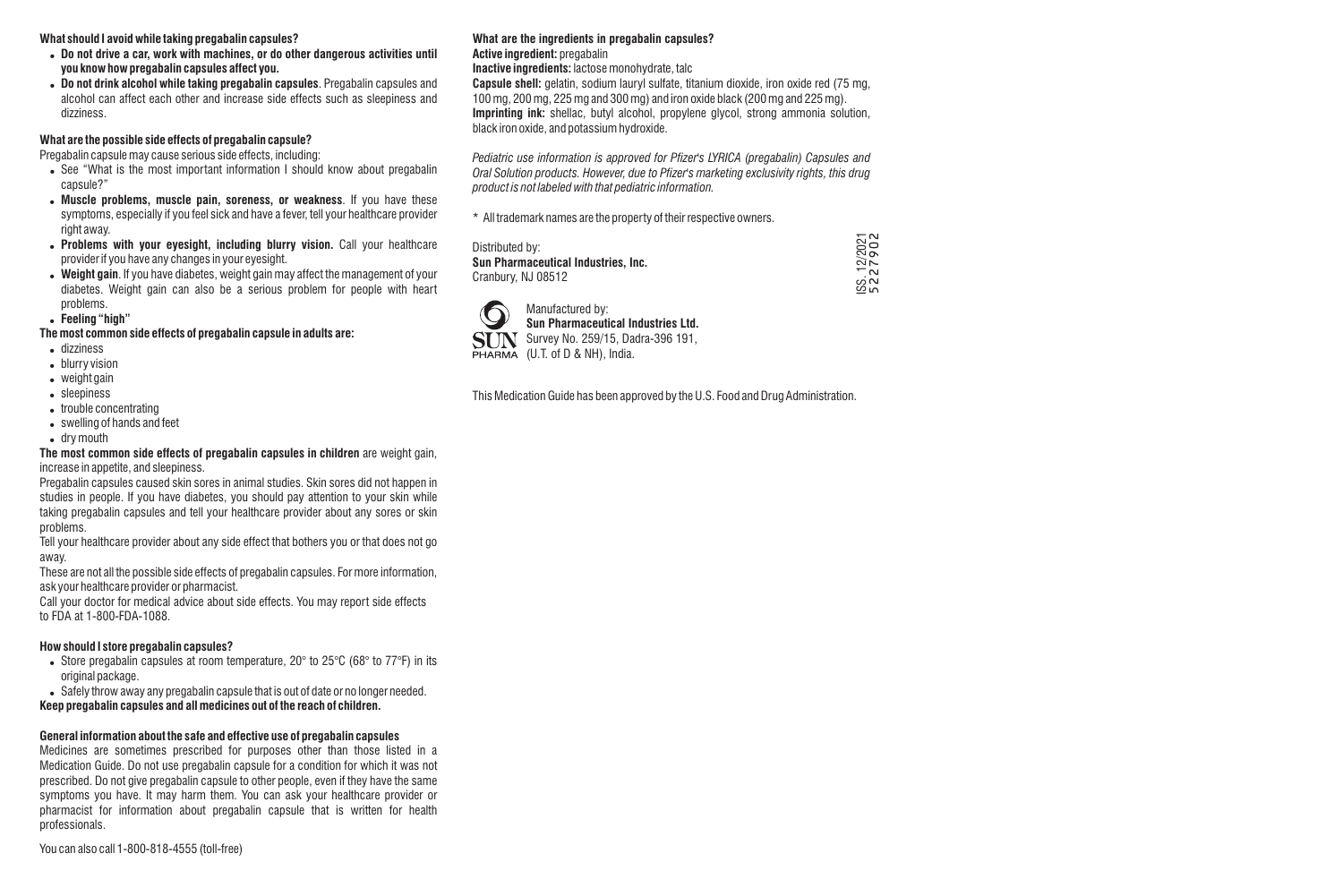**What should I avoid while taking pregabalin capsules?**

- **Do not drive a car, work with machines, or do other dangerous activities until you know how pregabalin capsules affect you.**
- **Do not drink alcohol while taking pregabalin capsules**. Pregabalin capsules and alcohol can affect each other and increase side effects such as sleepiness and dizziness.

**What are the possible side effects of pregabalin capsule?**

Pregabalin capsule may cause serious side effects, including:

- See "What is the most important information I should know about pregabalin capsule?"
- **Muscle problems, muscle pain, soreness, or weakness**. If you have these symptoms, especially if you feel sick and have a fever, tell your healthcare provider right away.
- **Problems with your eyesight, including blurry vision.** Call your healthcare provider if you have any changes in your eyesight.
- **Weight gain**. If you have diabetes, weight gain may affect the management of your diabetes. Weight gain can also be a serious problem for people with heart problems.
- **Feeling "high"**

**The most common side effects of pregabalin capsule in adults are:**

- dizziness
- blurry vision
- weight gain
- sleepiness
- trouble concentrating
- swelling of hands and feet
- dry mouth

**The most common side effects of pregabalin capsules in children** are weight gain, increase in appetite, and sleepiness.

Pregabalin capsules caused skin sores in animal studies. Skin sores did not happen in studies in people. If you have diabetes, you should pay attention to your skin while taking pregabalin capsules and tell your healthcare provider about any sores or skin problems.

Tell your healthcare provider about any side effect that bothers you or that does not go away.

These are not all the possible side effects of pregabalin capsules. For more information, ask your healthcare provider or pharmacist.

Call your doctor for medical advice about side effects. You may report side effects to FDA at 1-800-FDA-1088.

**How should I store pregabalin capsules?**

- Store pregabalin capsules at room temperature, 20° to 25°C (68° to 77°F) in its original package.
- Safely throw away any pregabalin capsule that is out of date or no longer needed.

**Keep pregabalin capsules and all medicines out of the reach of children.**

**General information about the safe and effective use of pregabalin capsules**

Medicines are sometimes prescribed for purposes other than those listed in a Medication Guide. Do not use pregabalin capsule for a condition for which it was not prescribed. Do not give pregabalin capsule to other people, even if they have the same symptoms you have. It may harm them. You can ask your healthcare provider or pharmacist for information about pregabalin capsule that is written for health professionals.

You can also call 1-800-818-4555 (toll-free)

**What are the ingredients in pregabalin capsules?**

**Active ingredient:** pregabalin

**Inactive ingredients:** lactose monohydrate, talc

**Capsule shell:** gelatin, sodium lauryl sulfate, titanium dioxide, iron oxide red (75 mg, 100 mg, 200 mg, 225 mg and 300 mg) and iron oxide black (200 mg and 225 mg).

**Imprinting ink:** shellac, butyl alcohol, propylene glycol, strong ammonia solution, black iron oxide, and potassium hydroxide.

*Pediatric use information is approved for Pfizer's LYRICA (pregabalin) Capsules and Oral Solution products. However, due to Pfizer's marketing exclusivity rights, this drug product is not labeled with that pediatric information.*

\* All trademark names are the property of their respective owners.

Distributed by:
**Sun Pharmaceutical Industries, Inc.**
Cranbury, NJ 08512

ISS. 12/2021
5227902

Manufactured by:
**Sun Pharmaceutical Industries Ltd.**
Survey No. 259/15, Dadra-396 191,
(U.T. of D & NH), India.

This Medication Guide has been approved by the U.S. Food and Drug Administration.